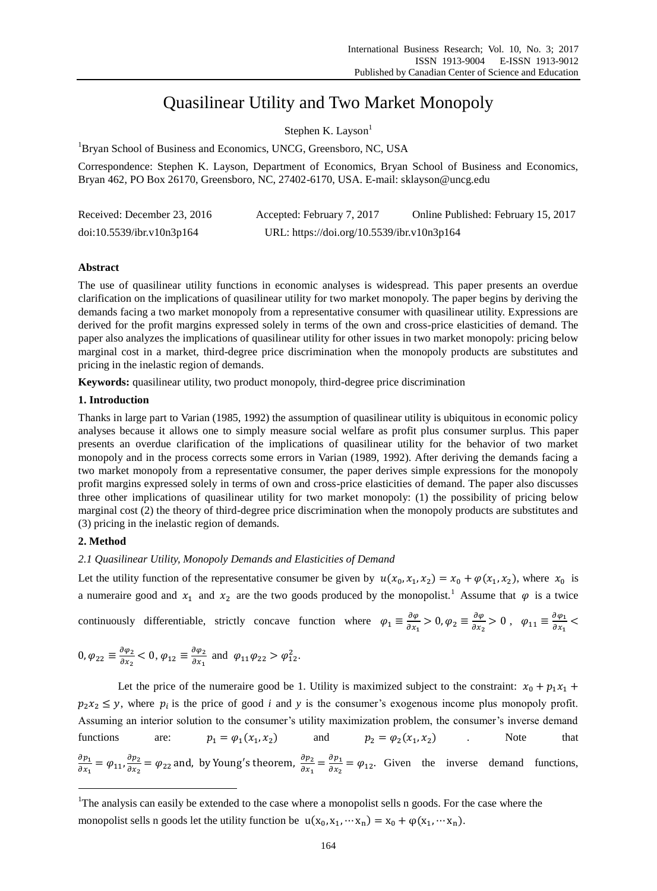# Quasilinear Utility and Two Market Monopoly

Stephen K. Layson[1]

[1]Bryan School of Business and Economics, UNCG, Greensboro, NC, USA

Correspondence: Stephen K. Layson, Department of Economics, Bryan School of Business and Economics, Bryan 462, PO Box 26170, Greensboro, NC, 27402-6170, USA. E-mail: sklayson@uncg.edu

Received: December 23, 2016  Accepted: February 7, 2017  Online Published: February 15, 2017

doi:10.5539/ibr.v10n3p164  URL: https://doi.org/10.5539/ibr.v10n3p164

### Abstract

The use of quasilinear utility functions in economic analyses is widespread. This paper presents an overdue clarification on the implications of quasilinear utility for two market monopoly. The paper begins by deriving the demands facing a two market monopoly from a representative consumer with quasilinear utility. Expressions are derived for the profit margins expressed solely in terms of the own and cross-price elasticities of demand. The paper also analyzes the implications of quasilinear utility for other issues in two market monopoly: pricing below marginal cost in a market, third-degree price discrimination when the monopoly products are substitutes and pricing in the inelastic region of demands.

**Keywords:** quasilinear utility, two product monopoly, third-degree price discrimination

## 1. Introduction

Thanks in large part to Varian (1985, 1992) the assumption of quasilinear utility is ubiquitous in economic policy analyses because it allows one to simply measure social welfare as profit plus consumer surplus. This paper presents an overdue clarification of the implications of quasilinear utility for the behavior of two market monopoly and in the process corrects some errors in Varian (1989, 1992). After deriving the demands facing a two market monopoly from a representative consumer, the paper derives simple expressions for the monopoly profit margins expressed solely in terms of own and cross-price elasticities of demand. The paper also discusses three other implications of quasilinear utility for two market monopoly: (1) the possibility of pricing below marginal cost (2) the theory of third-degree price discrimination when the monopoly products are substitutes and (3) pricing in the inelastic region of demands.

## 2. Method

### *2.1 Quasilinear Utility, Monopoly Demands and Elasticities of Demand*

Let the utility function of the representative consumer be given by $u(x_0, x_1, x_2) = x_0 + \varphi(x_1, x_2)$, where $x_0$ is a numeraire good and $x_1$ and $x_2$ are the two goods produced by the monopolist.[1] Assume that $\varphi$ is a twice continuously differentiable, strictly concave function where $\varphi_1 \equiv \frac{\partial \varphi}{\partial x_1} > 0, \varphi_2 \equiv \frac{\partial \varphi}{\partial x_2} > 0$, $\varphi_{11} \equiv \frac{\partial \varphi_1}{\partial x_1} < 0, \varphi_{22} \equiv \frac{\partial \varphi_2}{\partial x_2} < 0, \varphi_{12} \equiv \frac{\partial \varphi_2}{\partial x_1}$ and $\varphi_{11}\varphi_{22} > \varphi_{12}^2$.

Let the price of the numeraire good be 1. Utility is maximized subject to the constraint: $x_0 + p_1 x_1 + p_2 x_2 \leq y$, where $p_i$ is the price of good *i* and *y* is the consumer's exogenous income plus monopoly profit. Assuming an interior solution to the consumer's utility maximization problem, the consumer's inverse demand functions are: $p_1 = \varphi_1(x_1, x_2)$ and $p_2 = \varphi_2(x_1, x_2)$. Note that $\frac{\partial p_1}{\partial x_1} = \varphi_{11}, \frac{\partial p_2}{\partial x_2} = \varphi_{22}$ and, by Young's theorem, $\frac{\partial p_2}{\partial x_1} = \frac{\partial p_1}{\partial x_2} = \varphi_{12}$. Given the inverse demand functions,

---

[1]The analysis can easily be extended to the case where a monopolist sells n goods. For the case where the monopolist sells n goods let the utility function be $u(x_0, x_1, \cdots x_n) = x_0 + \varphi(x_1, \cdots x_n)$.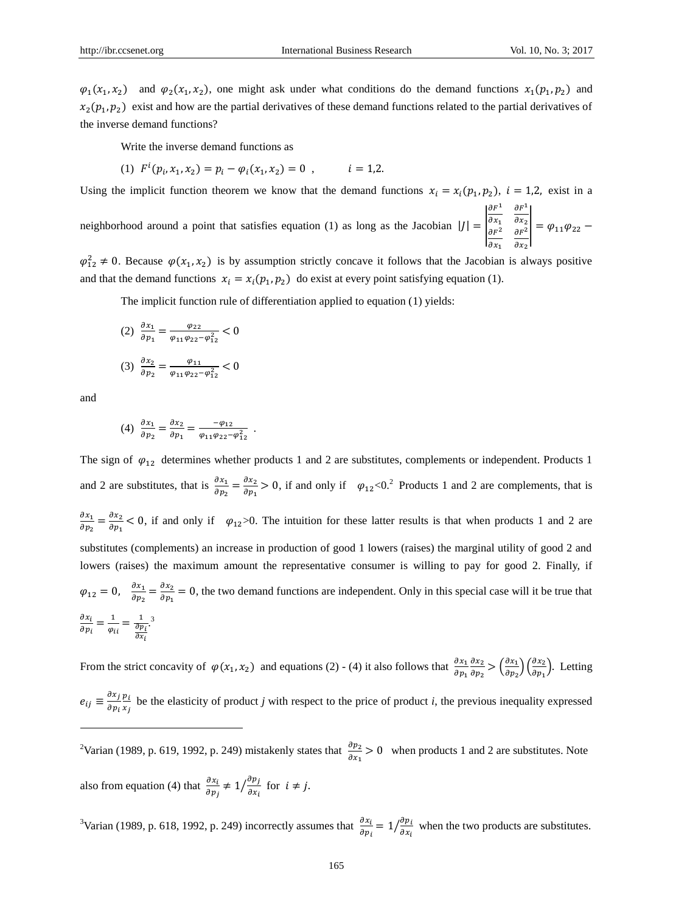$\varphi_1(x_1, x_2)$ and $\varphi_2(x_1, x_2)$, one might ask under what conditions do the demand functions $x_1(p_1, p_2)$ and $x_2(p_1, p_2)$ exist and how are the partial derivatives of these demand functions related to the partial derivatives of the inverse demand functions?

Write the inverse demand functions as

$$(1)\quad F^i(p_i, x_1, x_2) = p_i - \varphi_i(x_1, x_2) = 0 \ , \qquad i = 1,2.$$

Using the implicit function theorem we know that the demand functions $x_i = x_i(p_1, p_2)$, $i = 1,2$, exist in a neighborhood around a point that satisfies equation (1) as long as the Jacobian $|J| = \begin{vmatrix} \frac{\partial F^1}{\partial x_1} & \frac{\partial F^1}{\partial x_2} \\ \frac{\partial F^2}{\partial x_1} & \frac{\partial F^2}{\partial x_2} \end{vmatrix} = \varphi_{11}\varphi_{22} - \varphi_{12}^2 \neq 0$. Because $\varphi(x_1, x_2)$ is by assumption strictly concave it follows that the Jacobian is always positive and that the demand functions $x_i = x_i(p_1, p_2)$ do exist at every point satisfying equation (1).

The implicit function rule of differentiation applied to equation (1) yields:

$$(2)\quad \frac{\partial x_1}{\partial p_1} = \frac{\varphi_{22}}{\varphi_{11}\varphi_{22} - \varphi_{12}^2} < 0$$

$$(3)\quad \frac{\partial x_2}{\partial p_2} = \frac{\varphi_{11}}{\varphi_{11}\varphi_{22} - \varphi_{12}^2} < 0$$

and

$$(4)\quad \frac{\partial x_1}{\partial p_2} = \frac{\partial x_2}{\partial p_1} = \frac{-\varphi_{12}}{\varphi_{11}\varphi_{22} - \varphi_{12}^2} \ .$$

The sign of $\varphi_{12}$ determines whether products 1 and 2 are substitutes, complements or independent. Products 1 and 2 are substitutes, that is $\frac{\partial x_1}{\partial p_2} = \frac{\partial x_2}{\partial p_1} > 0$, if and only if $\varphi_{12}<0$.[2] Products 1 and 2 are complements, that is $\frac{\partial x_1}{\partial p_2} = \frac{\partial x_2}{\partial p_1} < 0$, if and only if $\varphi_{12}>0$. The intuition for these latter results is that when products 1 and 2 are substitutes (complements) an increase in production of good 1 lowers (raises) the marginal utility of good 2 and lowers (raises) the maximum amount the representative consumer is willing to pay for good 2. Finally, if $\varphi_{12} = 0$, $\frac{\partial x_1}{\partial p_2} = \frac{\partial x_2}{\partial p_1} = 0$, the two demand functions are independent. Only in this special case will it be true that $\frac{\partial x_i}{\partial p_i} = \frac{1}{\varphi_{ii}} = \frac{1}{\frac{\partial p_i}{\partial x_i}}$.[3]

From the strict concavity of $\varphi(x_1, x_2)$ and equations (2) - (4) it also follows that $\frac{\partial x_1}{\partial p_1}\frac{\partial x_2}{\partial p_2} > \left(\frac{\partial x_1}{\partial p_2}\right)\left(\frac{\partial x_2}{\partial p_1}\right)$. Letting $e_{ij} \equiv \frac{\partial x_j}{\partial p_i}\frac{p_i}{x_j}$ be the elasticity of product *j* with respect to the price of product *i*, the previous inequality expressed

---

[2]Varian (1989, p. 619, 1992, p. 249) mistakenly states that $\frac{\partial p_2}{\partial x_1} > 0$ when products 1 and 2 are substitutes. Note also from equation (4) that $\frac{\partial x_i}{\partial p_j} \neq 1 / \frac{\partial p_j}{\partial x_i}$ for $i \neq j$.

[3]Varian (1989, p. 618, 1992, p. 249) incorrectly assumes that $\frac{\partial x_i}{\partial p_i} = 1 / \frac{\partial p_i}{\partial x_i}$ when the two products are substitutes.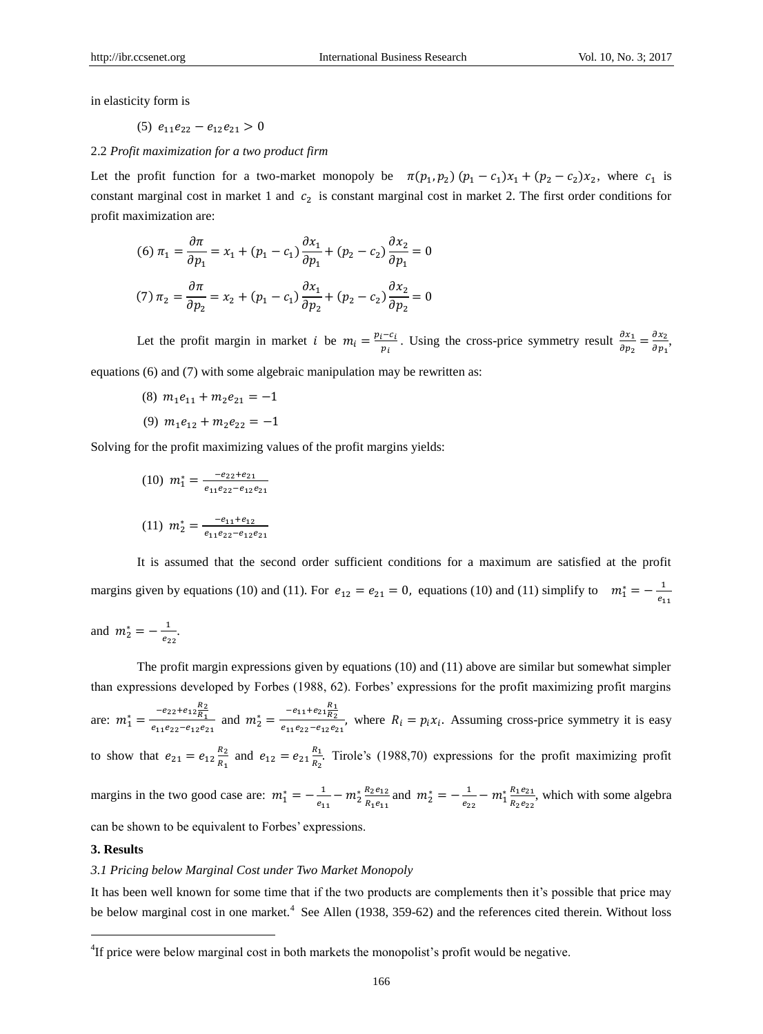in elasticity form is

(5) $e_{11}e_{22} - e_{12}e_{21} > 0$

2.2 *Profit maximization for a two product firm*

Let the profit function for a two-market monopoly be $\pi(p_1, p_2)\ (p_1 - c_1)x_1 + (p_2 - c_2)x_2$, where $c_1$ is constant marginal cost in market 1 and $c_2$ is constant marginal cost in market 2. The first order conditions for profit maximization are:

$$(6)\ \pi_1 = \frac{\partial \pi}{\partial p_1} = x_1 + (p_1 - c_1)\frac{\partial x_1}{\partial p_1} + (p_2 - c_2)\frac{\partial x_2}{\partial p_1} = 0$$

$$(7)\ \pi_2 = \frac{\partial \pi}{\partial p_2} = x_2 + (p_1 - c_1)\frac{\partial x_1}{\partial p_2} + (p_2 - c_2)\frac{\partial x_2}{\partial p_2} = 0$$

Let the profit margin in market $i$ be $m_i = \frac{p_i - c_i}{p_i}$. Using the cross-price symmetry result $\frac{\partial x_1}{\partial p_2} = \frac{\partial x_2}{\partial p_1}$, equations (6) and (7) with some algebraic manipulation may be rewritten as:

(8) $m_1 e_{11} + m_2 e_{21} = -1$

(9) $m_1 e_{12} + m_2 e_{22} = -1$

Solving for the profit maximizing values of the profit margins yields:

(10) $m_1^* = \frac{-e_{22} + e_{21}}{e_{11}e_{22} - e_{12}e_{21}}$

(11) $m_2^* = \frac{-e_{11} + e_{12}}{e_{11}e_{22} - e_{12}e_{21}}$

It is assumed that the second order sufficient conditions for a maximum are satisfied at the profit margins given by equations (10) and (11). For $e_{12} = e_{21} = 0$, equations (10) and (11) simplify to $m_1^* = -\frac{1}{e_{11}}$ and $m_2^* = -\frac{1}{e_{22}}$.

The profit margin expressions given by equations (10) and (11) above are similar but somewhat simpler than expressions developed by Forbes (1988, 62). Forbes' expressions for the profit maximizing profit margins are: $m_1^* = \frac{-e_{22} + e_{12}\frac{R_2}{R_1}}{e_{11}e_{22} - e_{12}e_{21}}$ and $m_2^* = \frac{-e_{11} + e_{21}\frac{R_1}{R_2}}{e_{11}e_{22} - e_{12}e_{21}}$, where $R_i = p_i x_i$. Assuming cross-price symmetry it is easy to show that $e_{21} = e_{12}\frac{R_2}{R_1}$ and $e_{12} = e_{21}\frac{R_1}{R_2}$. Tirole's (1988,70) expressions for the profit maximizing profit margins in the two good case are: $m_1^* = -\frac{1}{e_{11}} - m_2^*\frac{R_2 e_{12}}{R_1 e_{11}}$ and $m_2^* = -\frac{1}{e_{22}} - m_1^*\frac{R_1 e_{21}}{R_2 e_{22}}$, which with some algebra can be shown to be equivalent to Forbes' expressions.

## 3. Results

*3.1 Pricing below Marginal Cost under Two Market Monopoly*

It has been well known for some time that if the two products are complements then it's possible that price may be below marginal cost in one market.[4] See Allen (1938, 359-62) and the references cited therein. Without loss

[4] If price were below marginal cost in both markets the monopolist's profit would be negative.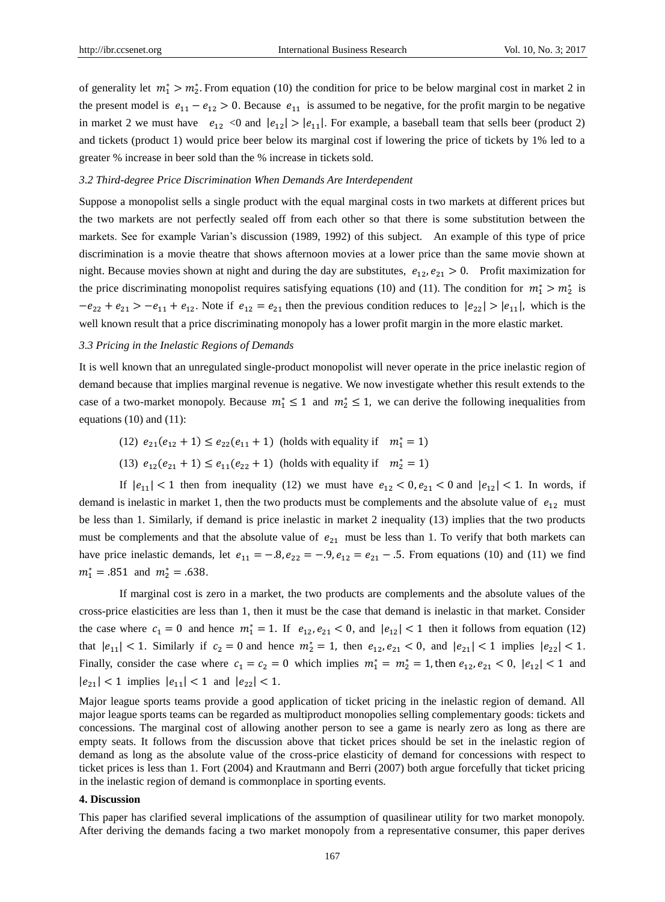of generality let $m_1^* > m_2^*$. From equation (10) the condition for price to be below marginal cost in market 2 in the present model is $e_{11} - e_{12} > 0$. Because $e_{11}$ is assumed to be negative, for the profit margin to be negative in market 2 we must have $e_{12} < 0$ and $|e_{12}| > |e_{11}|$. For example, a baseball team that sells beer (product 2) and tickets (product 1) would price beer below its marginal cost if lowering the price of tickets by 1% led to a greater % increase in beer sold than the % increase in tickets sold.

### *3.2 Third-degree Price Discrimination When Demands Are Interdependent*

Suppose a monopolist sells a single product with the equal marginal costs in two markets at different prices but the two markets are not perfectly sealed off from each other so that there is some substitution between the markets. See for example Varian's discussion (1989, 1992) of this subject. An example of this type of price discrimination is a movie theatre that shows afternoon movies at a lower price than the same movie shown at night. Because movies shown at night and during the day are substitutes, $e_{12}, e_{21} > 0$. Profit maximization for the price discriminating monopolist requires satisfying equations (10) and (11). The condition for $m_1^* > m_2^*$ is $-e_{22} + e_{21} > -e_{11} + e_{12}$. Note if $e_{12} = e_{21}$ then the previous condition reduces to $|e_{22}| > |e_{11}|$, which is the well known result that a price discriminating monopoly has a lower profit margin in the more elastic market.

### *3.3 Pricing in the Inelastic Regions of Demands*

It is well known that an unregulated single-product monopolist will never operate in the price inelastic region of demand because that implies marginal revenue is negative. We now investigate whether this result extends to the case of a two-market monopoly. Because $m_1^* \leq 1$ and $m_2^* \leq 1$, we can derive the following inequalities from equations (10) and (11):

(12) $e_{21}(e_{12} + 1) \leq e_{22}(e_{11} + 1)$ (holds with equality if $m_1^* = 1$)

(13) $e_{12}(e_{21} + 1) \leq e_{11}(e_{22} + 1)$ (holds with equality if $m_2^* = 1$)

If $|e_{11}| < 1$ then from inequality (12) we must have $e_{12} < 0, e_{21} < 0$ and $|e_{12}| < 1$. In words, if demand is inelastic in market 1, then the two products must be complements and the absolute value of $e_{12}$ must be less than 1. Similarly, if demand is price inelastic in market 2 inequality (13) implies that the two products must be complements and that the absolute value of $e_{21}$ must be less than 1. To verify that both markets can have price inelastic demands, let $e_{11} = -.8, e_{22} = -.9, e_{12} = e_{21} - .5$. From equations (10) and (11) we find $m_1^* = .851$ and $m_2^* = .638$.

If marginal cost is zero in a market, the two products are complements and the absolute values of the cross-price elasticities are less than 1, then it must be the case that demand is inelastic in that market. Consider the case where $c_1 = 0$ and hence $m_1^* = 1$. If $e_{12}, e_{21} < 0$, and $|e_{12}| < 1$ then it follows from equation (12) that $|e_{11}| < 1$. Similarly if $c_2 = 0$ and hence $m_2^* = 1$, then $e_{12}, e_{21} < 0$, and $|e_{21}| < 1$ implies $|e_{22}| < 1$. Finally, consider the case where $c_1 = c_2 = 0$ which implies $m_1^* = m_2^* = 1$, then $e_{12}, e_{21} < 0$, $|e_{12}| < 1$ and $|e_{21}| < 1$ implies $|e_{11}| < 1$ and $|e_{22}| < 1$.

Major league sports teams provide a good application of ticket pricing in the inelastic region of demand. All major league sports teams can be regarded as multiproduct monopolies selling complementary goods: tickets and concessions. The marginal cost of allowing another person to see a game is nearly zero as long as there are empty seats. It follows from the discussion above that ticket prices should be set in the inelastic region of demand as long as the absolute value of the cross-price elasticity of demand for concessions with respect to ticket prices is less than 1. Fort (2004) and Krautmann and Berri (2007) both argue forcefully that ticket pricing in the inelastic region of demand is commonplace in sporting events.

## 4. Discussion

This paper has clarified several implications of the assumption of quasilinear utility for two market monopoly. After deriving the demands facing a two market monopoly from a representative consumer, this paper derives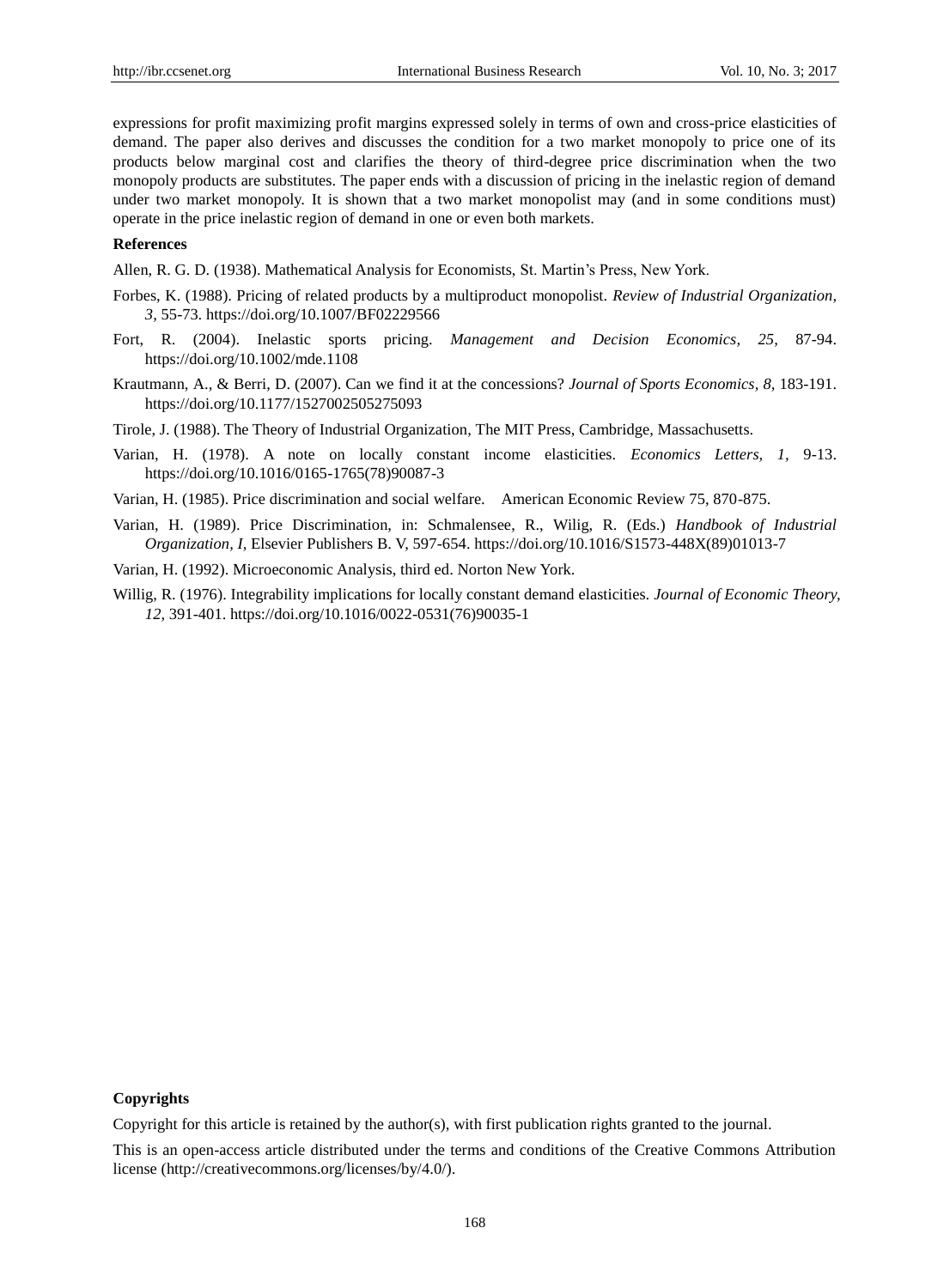expressions for profit maximizing profit margins expressed solely in terms of own and cross-price elasticities of demand. The paper also derives and discusses the condition for a two market monopoly to price one of its products below marginal cost and clarifies the theory of third-degree price discrimination when the two monopoly products are substitutes. The paper ends with a discussion of pricing in the inelastic region of demand under two market monopoly. It is shown that a two market monopolist may (and in some conditions must) operate in the price inelastic region of demand in one or even both markets.

**References**

Allen, R. G. D. (1938). Mathematical Analysis for Economists, St. Martin's Press, New York.

Forbes, K. (1988). Pricing of related products by a multiproduct monopolist. *Review of Industrial Organization, 3,* 55-73. https://doi.org/10.1007/BF02229566

Fort, R. (2004). Inelastic sports pricing. *Management and Decision Economics, 25,* 87-94. https://doi.org/10.1002/mde.1108

Krautmann, A., & Berri, D. (2007). Can we find it at the concessions? *Journal of Sports Economics, 8,* 183-191. https://doi.org/10.1177/1527002505275093

Tirole, J. (1988). The Theory of Industrial Organization, The MIT Press, Cambridge, Massachusetts.

Varian, H. (1978). A note on locally constant income elasticities. *Economics Letters, 1,* 9-13. https://doi.org/10.1016/0165-1765(78)90087-3

Varian, H. (1985). Price discrimination and social welfare. American Economic Review 75, 870-875.

Varian, H. (1989). Price Discrimination, in: Schmalensee, R., Wilig, R. (Eds.) *Handbook of Industrial Organization, I,* Elsevier Publishers B. V, 597-654. https://doi.org/10.1016/S1573-448X(89)01013-7

Varian, H. (1992). Microeconomic Analysis, third ed. Norton New York.

Willig, R. (1976). Integrability implications for locally constant demand elasticities. *Journal of Economic Theory, 12,* 391-401. https://doi.org/10.1016/0022-0531(76)90035-1

**Copyrights**

Copyright for this article is retained by the author(s), with first publication rights granted to the journal.

This is an open-access article distributed under the terms and conditions of the Creative Commons Attribution license (http://creativecommons.org/licenses/by/4.0/).